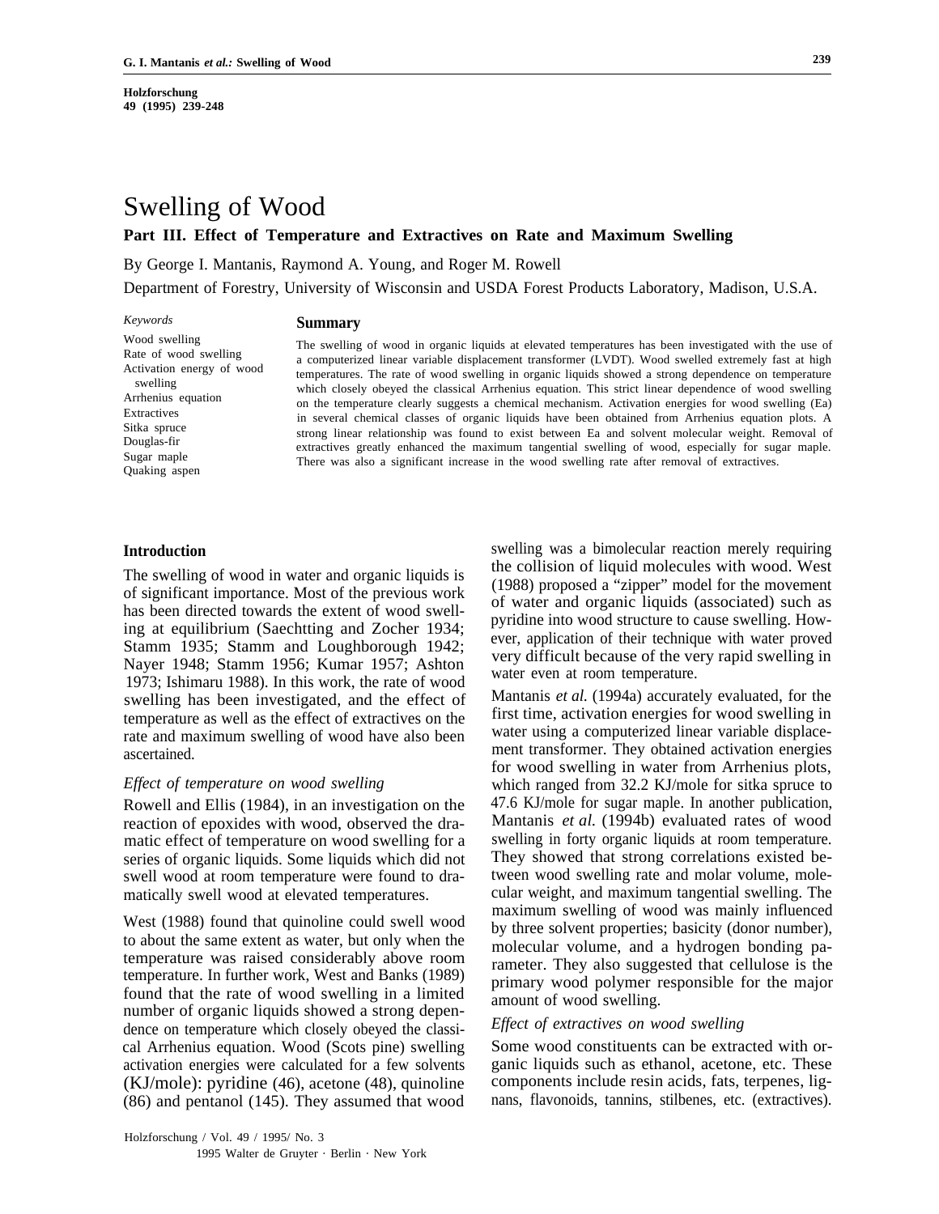Holzforschung
49 (1995) 239-248

# Swelling of Wood

## Part III. Effect of Temperature and Extractives on Rate and Maximum Swelling

By George I. Mantanis, Raymond A. Young, and Roger M. Rowell

Department of Forestry, University of Wisconsin and USDA Forest Products Laboratory, Madison, U.S.A.

*Keywords*

Wood swelling
Rate of wood swelling
Activation energy of wood swelling
Arrhenius equation
Extractives
Sitka spruce
Douglas-fir
Sugar maple
Quaking aspen

**Summary**

The swelling of wood in organic liquids at elevated temperatures has been investigated with the use of a computerized linear variable displacement transformer (LVDT). Wood swelled extremely fast at high temperatures. The rate of wood swelling in organic liquids showed a strong dependence on temperature which closely obeyed the classical Arrhenius equation. This strict linear dependence of wood swelling on the temperature clearly suggests a chemical mechanism. Activation energies for wood swelling (Ea) in several chemical classes of organic liquids have been obtained from Arrhenius equation plots. A strong linear relationship was found to exist between Ea and solvent molecular weight. Removal of extractives greatly enhanced the maximum tangential swelling of wood, especially for sugar maple. There was also a significant increase in the wood swelling rate after removal of extractives.

### Introduction

The swelling of wood in water and organic liquids is of significant importance. Most of the previous work has been directed towards the extent of wood swelling at equilibrium (Saechtting and Zocher 1934; Stamm 1935; Stamm and Loughborough 1942; Nayer 1948; Stamm 1956; Kumar 1957; Ashton 1973; Ishimaru 1988). In this work, the rate of wood swelling has been investigated, and the effect of temperature as well as the effect of extractives on the rate and maximum swelling of wood have also been ascertained.

*Effect of temperature on wood swelling*

Rowell and Ellis (1984), in an investigation on the reaction of epoxides with wood, observed the dramatic effect of temperature on wood swelling for a series of organic liquids. Some liquids which did not swell wood at room temperature were found to dramatically swell wood at elevated temperatures.

West (1988) found that quinoline could swell wood to about the same extent as water, but only when the temperature was raised considerably above room temperature. In further work, West and Banks (1989) found that the rate of wood swelling in a limited number of organic liquids showed a strong dependence on temperature which closely obeyed the classical Arrhenius equation. Wood (Scots pine) swelling activation energies were calculated for a few solvents (KJ/mole): pyridine (46), acetone (48), quinoline (86) and pentanol (145). They assumed that wood swelling was a bimolecular reaction merely requiring the collision of liquid molecules with wood. West (1988) proposed a "zipper" model for the movement of water and organic liquids (associated) such as pyridine into wood structure to cause swelling. However, application of their technique with water proved very difficult because of the very rapid swelling in water even at room temperature.

Mantanis *et al.* (1994a) accurately evaluated, for the first time, activation energies for wood swelling in water using a computerized linear variable displacement transformer. They obtained activation energies for wood swelling in water from Arrhenius plots, which ranged from 32.2 KJ/mole for sitka spruce to 47.6 KJ/mole for sugar maple. In another publication, Mantanis *et al.* (1994b) evaluated rates of wood swelling in forty organic liquids at room temperature. They showed that strong correlations existed between wood swelling rate and molar volume, molecular weight, and maximum tangential swelling. The maximum swelling of wood was mainly influenced by three solvent properties; basicity (donor number), molecular volume, and a hydrogen bonding parameter. They also suggested that cellulose is the primary wood polymer responsible for the major amount of wood swelling.

*Effect of extractives on wood swelling*

Some wood constituents can be extracted with organic liquids such as ethanol, acetone, etc. These components include resin acids, fats, terpenes, lignans, flavonoids, tannins, stilbenes, etc. (extractives).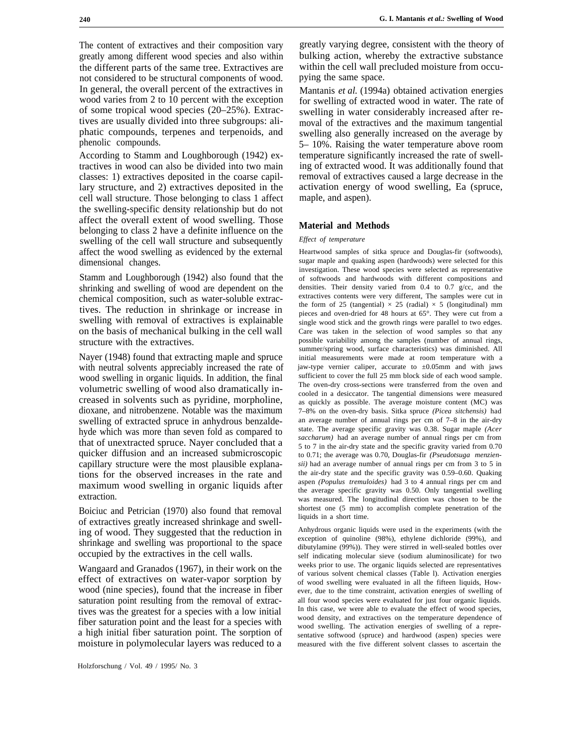The content of extractives and their composition vary greatly among different wood species and also within the different parts of the same tree. Extractives are not considered to be structural components of wood. In general, the overall percent of the extractives in wood varies from 2 to 10 percent with the exception of some tropical wood species (20–25%). Extractives are usually divided into three subgroups: aliphatic compounds, terpenes and terpenoids, and phenolic compounds.

According to Stamm and Loughborough (1942) extractives in wood can also be divided into two main classes: 1) extractives deposited in the coarse capillary structure, and 2) extractives deposited in the cell wall structure. Those belonging to class 1 affect the swelling-specific density relationship but do not affect the overall extent of wood swelling. Those belonging to class 2 have a definite influence on the swelling of the cell wall structure and subsequently affect the wood swelling as evidenced by the external dimensional changes.

Stamm and Loughborough (1942) also found that the shrinking and swelling of wood are dependent on the chemical composition, such as water-soluble extractives. The reduction in shrinkage or increase in swelling with removal of extractives is explainable on the basis of mechanical bulking in the cell wall structure with the extractives.

Nayer (1948) found that extracting maple and spruce with neutral solvents appreciably increased the rate of wood swelling in organic liquids. In addition, the final volumetric swelling of wood also dramatically increased in solvents such as pyridine, morpholine, dioxane, and nitrobenzene. Notable was the maximum swelling of extracted spruce in anhydrous benzaldehyde which was more than seven fold as compared to that of unextracted spruce. Nayer concluded that a quicker diffusion and an increased submicroscopic capillary structure were the most plausible explanations for the observed increases in the rate and maximum wood swelling in organic liquids after extraction.

Boiciuc and Petrician (1970) also found that removal of extractives greatly increased shrinkage and swelling of wood. They suggested that the reduction in shrinkage and swelling was proportional to the space occupied by the extractives in the cell walls.

Wangaard and Granados (1967), in their work on the effect of extractives on water-vapor sorption by wood (nine species), found that the increase in fiber saturation point resulting from the removal of extractives was the greatest for a species with a low initial fiber saturation point and the least for a species with a high initial fiber saturation point. The sorption of moisture in polymolecular layers was reduced to a greatly varying degree, consistent with the theory of bulking action, whereby the extractive substance within the cell wall precluded moisture from occupying the same space.

Mantanis *et al.* (1994a) obtained activation energies for swelling of extracted wood in water. The rate of swelling in water considerably increased after removal of the extractives and the maximum tangential swelling also generally increased on the average by 5– 10%. Raising the water temperature above room temperature significantly increased the rate of swelling of extracted wood. It was additionally found that removal of extractives caused a large decrease in the activation energy of wood swelling, Ea (spruce, maple, and aspen).

## Material and Methods

### *Effect of temperature*

Heartwood samples of sitka spruce and Douglas-fir (softwoods), sugar maple and quaking aspen (hardwoods) were selected for this investigation. These wood species were selected as representative of softwoods and hardwoods with different compositions and densities. Their density varied from 0.4 to 0.7 g/cc, and the extractives contents were very different, The samples were cut in the form of 25 (tangential) × 25 (radial) × 5 (longitudinal) mm pieces and oven-dried for 48 hours at 65°. They were cut from a single wood stick and the growth rings were parallel to two edges. Care was taken in the selection of wood samples so that any possible variability among the samples (number of annual rings, summer/spring wood, surface characteristics) was diminished. All initial measurements were made at room temperature with a jaw-type vernier caliper, accurate to ±0.05mm and with jaws sufficient to cover the full 25 mm block side of each wood sample. The oven-dry cross-sections were transferred from the oven and cooled in a desiccator. The tangential dimensions were measured as quickly as possible. The average moisture content (MC) was 7–8% on the oven-dry basis. Sitka spruce *(Picea sitchensis)* had an average number of annual rings per cm of 7–8 in the air-dry state. The average specific gravity was 0.38. Sugar maple *(Acer saccharum)* had an average number of annual rings per cm from 5 to 7 in the air-dry state and the specific gravity varied from 0.70 to 0.71; the average was 0.70, Douglas-fir *(Pseudotsuga menziensii)* had an average number of annual rings per cm from 3 to 5 in the air-dry state and the specific gravity was 0.59–0.60. Quaking aspen *(Populus tremuloides)* had 3 to 4 annual rings per cm and the average specific gravity was 0.50. Only tangential swelling was measured. The longitudinal direction was chosen to be the shortest one (5 mm) to accomplish complete penetration of the liquids in a short time.

Anhydrous organic liquids were used in the experiments (with the exception of quinoline (98%), ethylene dichloride (99%), and dibutylamine (99%)). They were stirred in well-sealed bottles over self indicating molecular sieve (sodium aluminosilicate) for two weeks prior to use. The organic liquids selected are representatives of various solvent chemical classes (Table l). Activation energies of wood swelling were evaluated in all the fifteen liquids, However, due to the time constraint, activation energies of swelling of all four wood species were evaluated for just four organic liquids. In this case, we were able to evaluate the effect of wood species, wood density, and extractives on the temperature dependence of wood swelling. The activation energies of swelling of a representative softwood (spruce) and hardwood (aspen) species were measured with the five different solvent classes to ascertain the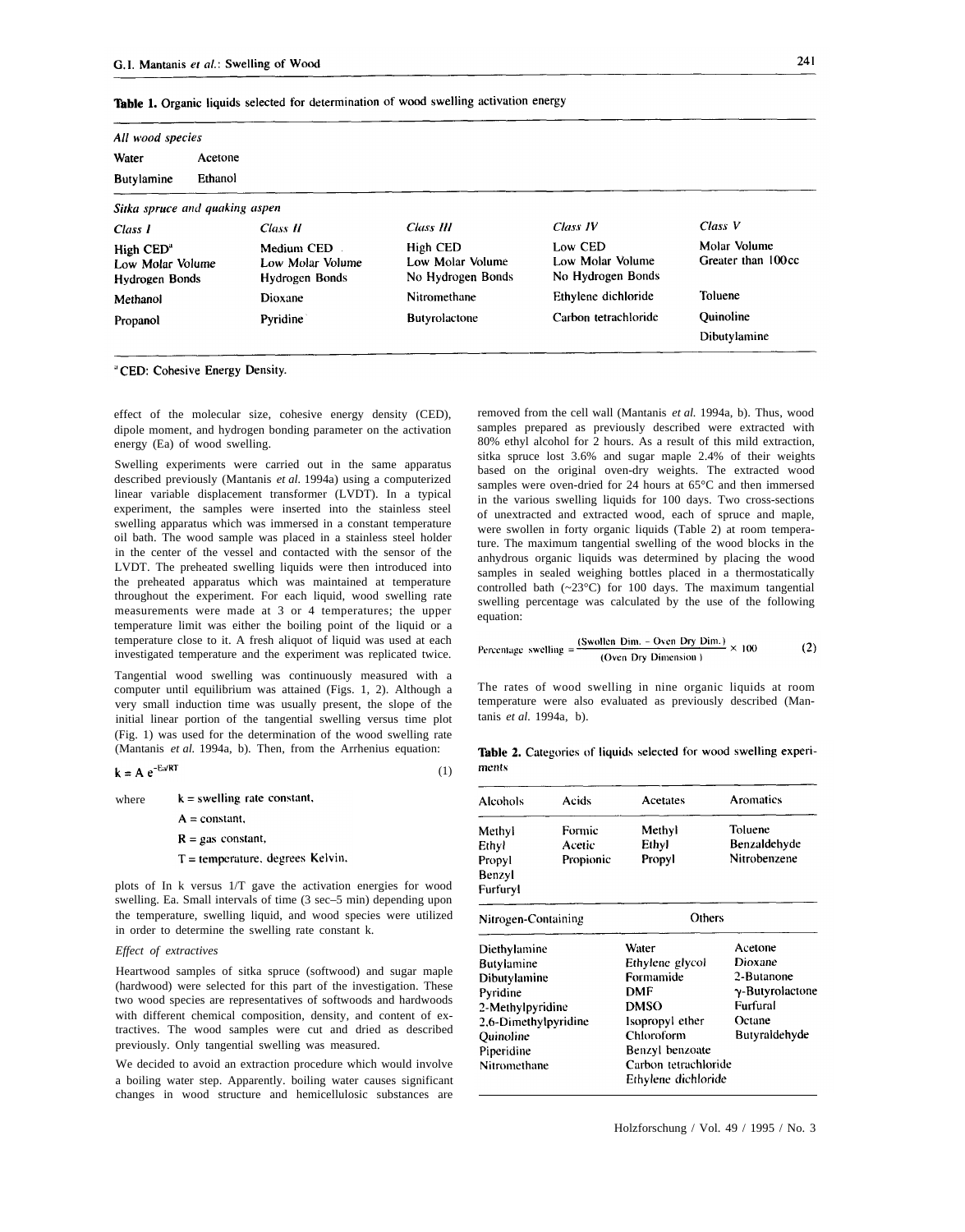**Table 1.** Organic liquids selected for determination of wood swelling activation energy

| *All wood species* | | | | |
|---|---|---|---|---|
| Water | Acetone | | | |
| Butylamine | Ethanol | | | |
| *Sitka spruce and quaking aspen* | | | | |
| *Class I* | *Class II* | *Class III* | *Class IV* | *Class V* |
| High CED[a] Low Molar Volume Hydrogen Bonds | Medium CED Low Molar Volume Hydrogen Bonds | High CED Low Molar Volume No Hydrogen Bonds | Low CED Low Molar Volume No Hydrogen Bonds | Molar Volume Greater than 100cc |
| Methanol | Dioxane | Nitromethane | Ethylene dichloride | Toluene |
| Propanol | Pyridine | Butyrolactone | Carbon tetrachloride | Quinoline |
| | | | | Dibutylamine |

[a] CED: Cohesive Energy Density.

effect of the molecular size, cohesive energy density (CED), dipole moment, and hydrogen bonding parameter on the activation energy (Ea) of wood swelling.

Swelling experiments were carried out in the same apparatus described previously (Mantanis *et al.* 1994a) using a computerized linear variable displacement transformer (LVDT). In a typical experiment, the samples were inserted into the stainless steel swelling apparatus which was immersed in a constant temperature oil bath. The wood sample was placed in a stainless steel holder in the center of the vessel and contacted with the sensor of the LVDT. The preheated swelling liquids were then introduced into the preheated apparatus which was maintained at temperature throughout the experiment. For each liquid, wood swelling rate measurements were made at 3 or 4 temperatures; the upper temperature limit was either the boiling point of the liquid or a temperature close to it. A fresh aliquot of liquid was used at each investigated temperature and the experiment was replicated twice.

Tangential wood swelling was continuously measured with a computer until equilibrium was attained (Figs. 1, 2). Although a very small induction time was usually present, the slope of the initial linear portion of the tangential swelling versus time plot (Fig. 1) was used for the determination of the wood swelling rate (Mantanis *et al.* 1994a, b). Then, from the Arrhenius equation:

$$k = A\, e^{-E_a/RT} \tag{1}$$

where $k$ = swelling rate constant,
$A$ = constant,
$R$ = gas constant,
$T$ = temperature, degrees Kelvin,

plots of ln k versus 1/T gave the activation energies for wood swelling, Ea. Small intervals of time (3 sec–5 min) depending upon the temperature, swelling liquid, and wood species were utilized in order to determine the swelling rate constant k.

*Effect of extractives*

Heartwood samples of sitka spruce (softwood) and sugar maple (hardwood) were selected for this part of the investigation. These two wood species are representatives of softwoods and hardwoods with different chemical composition, density, and content of extractives. The wood samples were cut and dried as described previously. Only tangential swelling was measured.

We decided to avoid an extraction procedure which would involve a boiling water step. Apparently, boiling water causes significant changes in wood structure and hemicellulosic substances are removed from the cell wall (Mantanis *et al.* 1994a, b). Thus, wood samples prepared as previously described were extracted with 80% ethyl alcohol for 2 hours. As a result of this mild extraction, sitka spruce lost 3.6% and sugar maple 2.4% of their weights based on the original oven-dry weights. The extracted wood samples were oven-dried for 24 hours at 65°C and then immersed in the various swelling liquids for 100 days. Two cross-sections of unextracted and extracted wood, each of spruce and maple, were swollen in forty organic liquids (Table 2) at room temperature. The maximum tangential swelling of the wood blocks in the anhydrous organic liquids was determined by placing the wood samples in sealed weighing bottles placed in a thermostatically controlled bath (~23°C) for 100 days. The maximum tangential swelling percentage was calculated by the use of the following equation:

$$\text{Percentage swelling} = \frac{(\text{Swollen Dim.} - \text{Oven Dry Dim.})}{(\text{Oven Dry Dimension})} \times 100 \tag{2}$$

The rates of wood swelling in nine organic liquids at room temperature were also evaluated as previously described (Mantanis *et al.* 1994a, b).

**Table 2.** Categories of liquids selected for wood swelling experiments

| Alcohols | Acids | Acetates | Aromatics |
|---|---|---|---|
| Methyl | Formic | Methyl | Toluene |
| Ethyl | Acetic | Ethyl | Benzaldehyde |
| Propyl | Propionic | Propyl | Nitrobenzene |
| Benzyl | | | |
| Furfuryl | | | |
| **Nitrogen-Containing** | | **Others** | |
| Diethylamine | | Water | Acetone |
| Butylamine | | Ethylene glycol | Dioxane |
| Dibutylamine | | Formamide | 2-Butanone |
| Pyridine | | DMF | γ-Butyrolactone |
| 2-Methylpyridine | | DMSO | Furfural |
| 2,6-Dimethylpyridine | | Isopropyl ether | Octane |
| Quinoline | | Chloroform | Butyraldehyde |
| Piperidine | | Benzyl benzoate | |
| Nitromethane | | Carbon tetrachloride | |
| | | Ethylene dichloride | |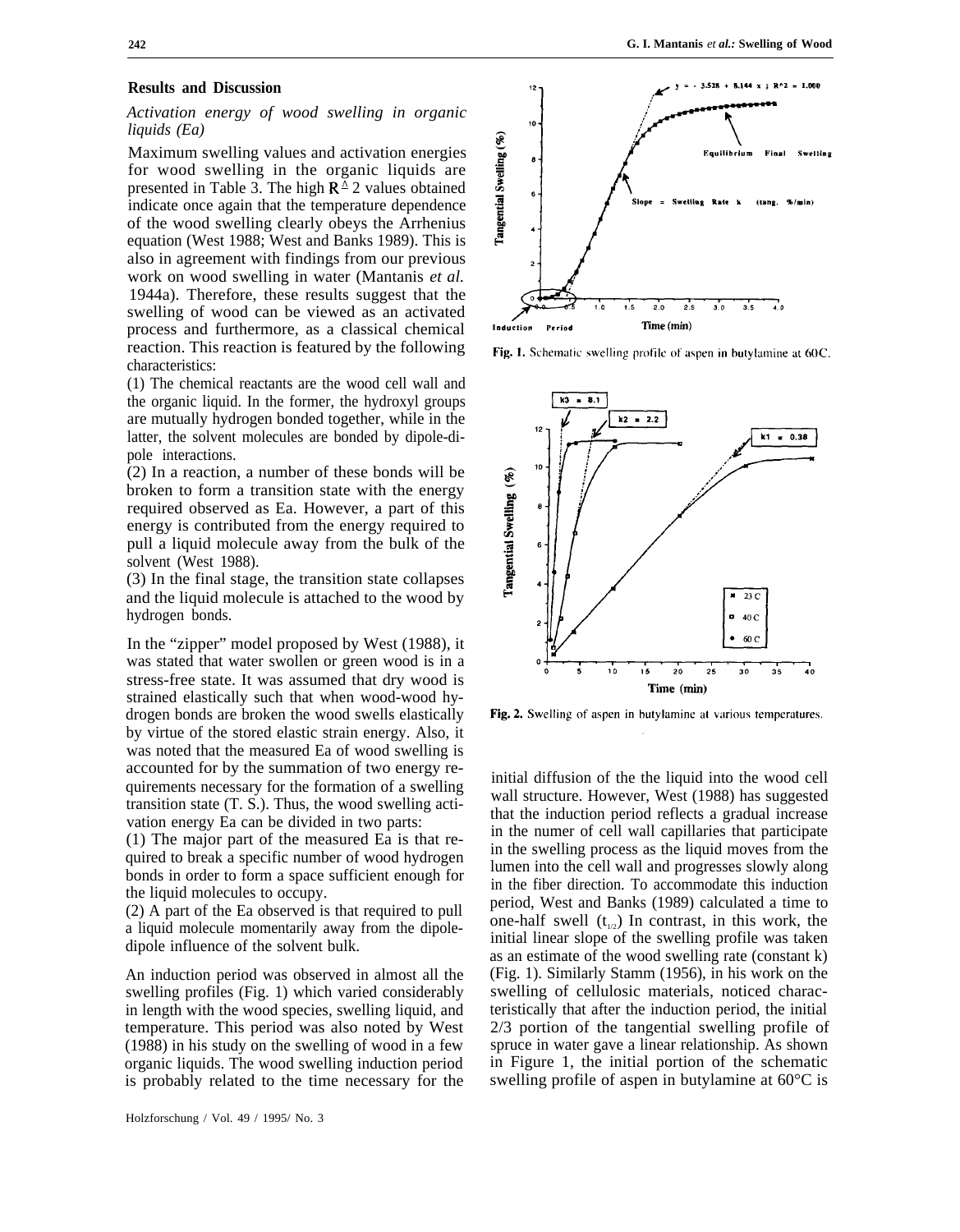## Results and Discussion

### *Activation energy of wood swelling in organic liquids (Ea)*

Maximum swelling values and activation energies for wood swelling in the organic liquids are presented in Table 3. The high $R^2$ values obtained indicate once again that the temperature dependence of the wood swelling clearly obeys the Arrhenius equation (West 1988; West and Banks 1989). This is also in agreement with findings from our previous work on wood swelling in water (Mantanis *et al.* 1944a). Therefore, these results suggest that the swelling of wood can be viewed as an activated process and furthermore, as a classical chemical reaction. This reaction is featured by the following characteristics:

(1) The chemical reactants are the wood cell wall and the organic liquid. In the former, the hydroxyl groups are mutually hydrogen bonded together, while in the latter, the solvent molecules are bonded by dipole-dipole interactions.

(2) In a reaction, a number of these bonds will be broken to form a transition state with the energy required observed as Ea. However, a part of this energy is contributed from the energy required to pull a liquid molecule away from the bulk of the solvent (West 1988).

(3) In the final stage, the transition state collapses and the liquid molecule is attached to the wood by hydrogen bonds.

In the "zipper" model proposed by West (1988), it was stated that water swollen or green wood is in a stress-free state. It was assumed that dry wood is strained elastically such that when wood-wood hydrogen bonds are broken the wood swells elastically by virtue of the stored elastic strain energy. Also, it was noted that the measured Ea of wood swelling is accounted for by the summation of two energy requirements necessary for the formation of a swelling transition state (T. S.). Thus, the wood swelling activation energy Ea can be divided in two parts:

(1) The major part of the measured Ea is that required to break a specific number of wood hydrogen bonds in order to form a space sufficient enough for the liquid molecules to occupy.

(2) A part of the Ea observed is that required to pull a liquid molecule momentarily away from the dipole-dipole influence of the solvent bulk.

An induction period was observed in almost all the swelling profiles (Fig. 1) which varied considerably in length with the wood species, swelling liquid, and temperature. This period was also noted by West (1988) in his study on the swelling of wood in a few organic liquids. The wood swelling induction period is probably related to the time necessary for the initial diffusion of the the liquid into the wood cell wall structure. However, West (1988) has suggested that the induction period reflects a gradual increase in the numer of cell wall capillaries that participate in the swelling process as the liquid moves from the lumen into the cell wall and progresses slowly along in the fiber direction. To accommodate this induction period, West and Banks (1989) calculated a time to one-half swell ($t_{1/2}$) In contrast, in this work, the initial linear slope of the swelling profile was taken as an estimate of the wood swelling rate (constant k) (Fig. 1). Similarly Stamm (1956), in his work on the swelling of cellulosic materials, noticed characteristically that after the induction period, the initial 2/3 portion of the tangential swelling profile of spruce in water gave a linear relationship. As shown in Figure 1, the initial portion of the schematic swelling profile of aspen in butylamine at 60°C is

**Fig. 1.** Schematic swelling profile of aspen in butylamine at 60C.

**Fig. 2.** Swelling of aspen in butylamine at various temperatures.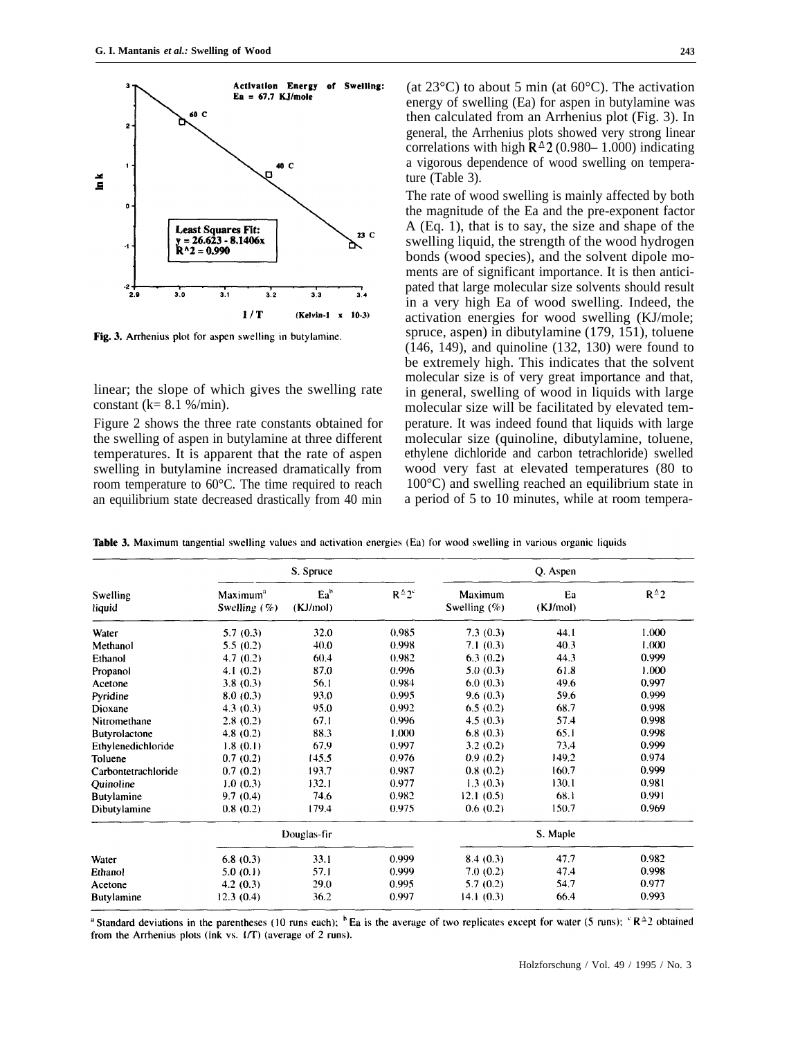Fig. 3. Arrhenius plot for aspen swelling in butylamine.

linear; the slope of which gives the swelling rate constant (k= 8.1 %/min).

Figure 2 shows the three rate constants obtained for the swelling of aspen in butylamine at three different temperatures. It is apparent that the rate of aspen swelling in butylamine increased dramatically from room temperature to 60°C. The time required to reach an equilibrium state decreased drastically from 40 min (at 23°C) to about 5 min (at 60°C). The activation energy of swelling (Ea) for aspen in butylamine was then calculated from an Arrhenius plot (Fig. 3). In general, the Arrhenius plots showed very strong linear correlations with high $R^2$ (0.980– 1.000) indicating a vigorous dependence of wood swelling on temperature (Table 3).

The rate of wood swelling is mainly affected by both the magnitude of the Ea and the pre-exponent factor A (Eq. 1), that is to say, the size and shape of the swelling liquid, the strength of the wood hydrogen bonds (wood species), and the solvent dipole moments are of significant importance. It is then anticipated that large molecular size solvents should result in a very high Ea of wood swelling. Indeed, the activation energies for wood swelling (KJ/mole; spruce, aspen) in dibutylamine (179, 151), toluene (146, 149), and quinoline (132, 130) were found to be extremely high. This indicates that the solvent molecular size is of very great importance and that, in general, swelling of wood in liquids with large molecular size will be facilitated by elevated temperature. It was indeed found that liquids with large molecular size (quinoline, dibutylamine, toluene, ethylene dichloride and carbon tetrachloride) swelled wood very fast at elevated temperatures (80 to 100°C) and swelling reached an equilibrium state in a period of 5 to 10 minutes, while at room tempera-

Table 3. Maximum tangential swelling values and activation energies (Ea) for wood swelling in various organic liquids

| Swelling liquid | S. Spruce | | | Q. Aspen | | |
|---|---|---|---|---|---|---|
| | Maximum[a] Swelling (%) | Ea[b] (KJ/mol) | $R^2$[c] | Maximum Swelling (%) | Ea (KJ/mol) | $R^2$ |
| Water | 5.7 (0.3) | 32.0 | 0.985 | 7.3 (0.3) | 44.1 | 1.000 |
| Methanol | 5.5 (0.2) | 40.0 | 0.998 | 7.1 (0.3) | 40.3 | 1.000 |
| Ethanol | 4.7 (0.2) | 60.4 | 0.982 | 6.3 (0.2) | 44.3 | 0.999 |
| Propanol | 4.1 (0.2) | 87.0 | 0.996 | 5.0 (0.3) | 61.8 | 1.000 |
| Acetone | 3.8 (0.3) | 56.1 | 0.984 | 6.0 (0.3) | 49.6 | 0.997 |
| Pyridine | 8.0 (0.3) | 93.0 | 0.995 | 9.6 (0.3) | 59.6 | 0.999 |
| Dioxane | 4.3 (0.3) | 95.0 | 0.992 | 6.5 (0.2) | 68.7 | 0.998 |
| Nitromethane | 2.8 (0.2) | 67.1 | 0.996 | 4.5 (0.3) | 57.4 | 0.998 |
| Butyrolactone | 4.8 (0.2) | 88.3 | 1.000 | 6.8 (0.3) | 65.1 | 0.998 |
| Ethylenedichloride | 1.8 (0.1) | 67.9 | 0.997 | 3.2 (0.2) | 73.4 | 0.999 |
| Toluene | 0.7 (0.2) | 145.5 | 0.976 | 0.9 (0.2) | 149.2 | 0.974 |
| Carbontetrachloride | 0.7 (0.2) | 193.7 | 0.987 | 0.8 (0.2) | 160.7 | 0.999 |
| Quinoline | 1.0 (0.3) | 132.1 | 0.977 | 1.3 (0.3) | 130.1 | 0.981 |
| Butylamine | 9.7 (0.4) | 74.6 | 0.982 | 12.1 (0.5) | 68.1 | 0.991 |
| Dibutylamine | 0.8 (0.2) | 179.4 | 0.975 | 0.6 (0.2) | 150.7 | 0.969 |
| | Douglas-fir | | | S. Maple | | |
| Water | 6.8 (0.3) | 33.1 | 0.999 | 8.4 (0.3) | 47.7 | 0.982 |
| Ethanol | 5.0 (0.1) | 57.1 | 0.999 | 7.0 (0.2) | 47.4 | 0.998 |
| Acetone | 4.2 (0.3) | 29.0 | 0.995 | 5.7 (0.2) | 54.7 | 0.977 |
| Butylamine | 12.3 (0.4) | 36.2 | 0.997 | 14.1 (0.3) | 66.4 | 0.993 |

[a] Standard deviations in the parentheses (10 runs each); [b] Ea is the average of two replicates except for water (5 runs); [c] $R^2$ obtained from the Arrhenius plots (lnk vs. 1/T) (average of 2 runs).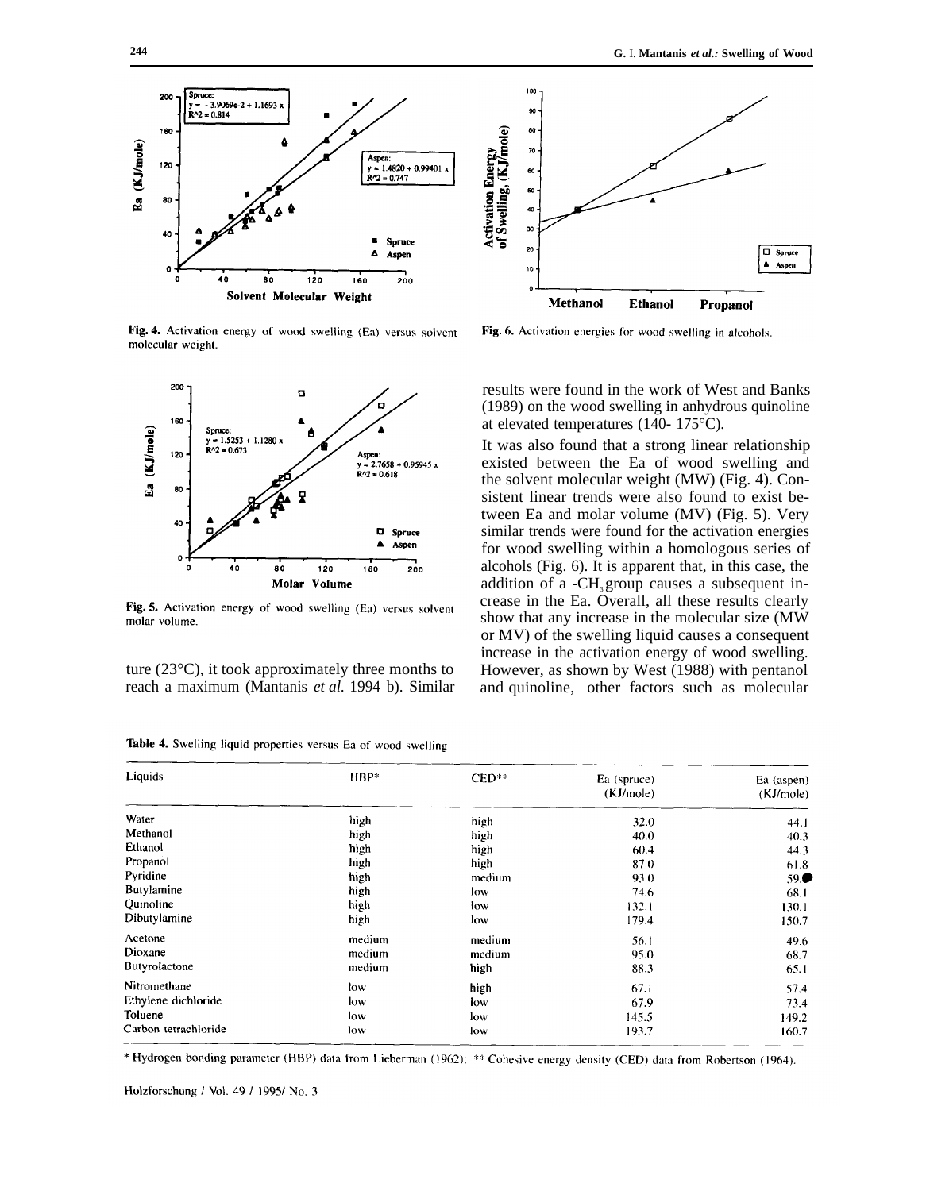Fig. 4. Activation energy of wood swelling (Ea) versus solvent molecular weight.

Fig. 6. Activation energies for wood swelling in alcohols.

Fig. 5. Activation energy of wood swelling (Ea) versus solvent molar volume.

ture (23°C), it took approximately three months to reach a maximum (Mantanis *et al.* 1994 b). Similar results were found in the work of West and Banks (1989) on the wood swelling in anhydrous quinoline at elevated temperatures (140- 175°C).

It was also found that a strong linear relationship existed between the Ea of wood swelling and the solvent molecular weight (MW) (Fig. 4). Consistent linear trends were also found to exist between Ea and molar volume (MV) (Fig. 5). Very similar trends were found for the activation energies for wood swelling within a homologous series of alcohols (Fig. 6). It is apparent that, in this case, the addition of a -$CH_2$ group causes a subsequent increase in the Ea. Overall, all these results clearly show that any increase in the molecular size (MW or MV) of the swelling liquid causes a consequent increase in the activation energy of wood swelling. However, as shown by West (1988) with pentanol and quinoline, other factors such as molecular

**Table 4.** Swelling liquid properties versus Ea of wood swelling

| Liquids | HBP* | CED** | Ea (spruce) (KJ/mole) | Ea (aspen) (KJ/mole) |
|---|---|---|---|---|
| Water | high | high | 32.0 | 44.1 |
| Methanol | high | high | 40.0 | 40.3 |
| Ethanol | high | high | 60.4 | 44.3 |
| Propanol | high | high | 87.0 | 61.8 |
| Pyridine | high | medium | 93.0 | 59.0 |
| Butylamine | high | low | 74.6 | 68.1 |
| Quinoline | high | low | 132.1 | 130.1 |
| Dibutylamine | high | low | 179.4 | 150.7 |
| Acetone | medium | medium | 56.1 | 49.6 |
| Dioxane | medium | medium | 95.0 | 68.7 |
| Butyrolactone | medium | high | 88.3 | 65.1 |
| Nitromethane | low | high | 67.1 | 57.4 |
| Ethylene dichloride | low | low | 67.9 | 73.4 |
| Toluene | low | low | 145.5 | 149.2 |
| Carbon tetrachloride | low | low | 193.7 | 160.7 |

\* Hydrogen bonding parameter (HBP) data from Lieberman (1962); ** Cohesive energy density (CED) data from Robertson (1964).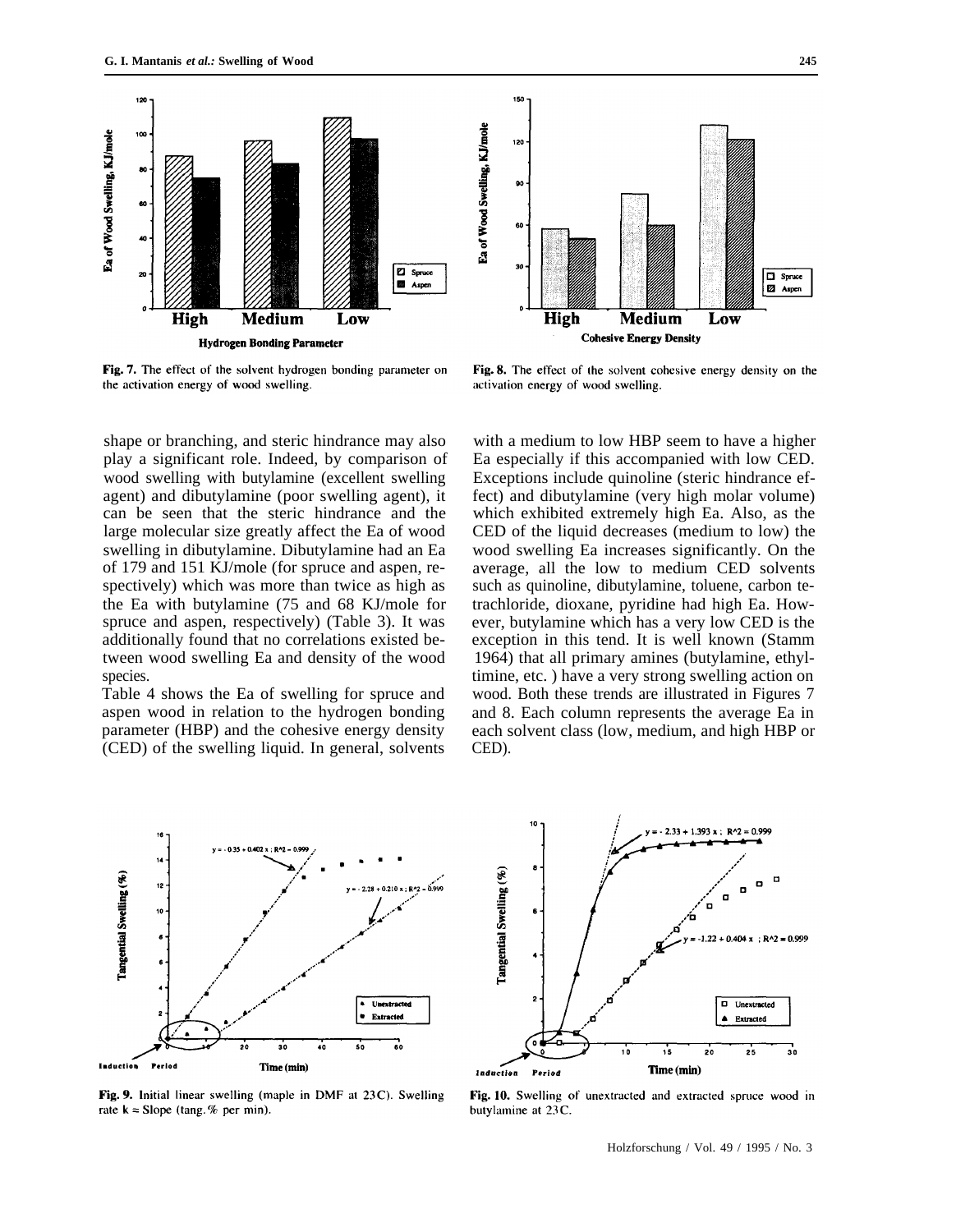Fig. 7. The effect of the solvent hydrogen bonding parameter on the activation energy of wood swelling.

Fig. 8. The effect of the solvent cohesive energy density on the activation energy of wood swelling.

shape or branching, and steric hindrance may also play a significant role. Indeed, by comparison of wood swelling with butylamine (excellent swelling agent) and dibutylamine (poor swelling agent), it can be seen that the steric hindrance and the large molecular size greatly affect the Ea of wood swelling in dibutylamine. Dibutylamine had an Ea of 179 and 151 KJ/mole (for spruce and aspen, respectively) which was more than twice as high as the Ea with butylamine (75 and 68 KJ/mole for spruce and aspen, respectively) (Table 3). It was additionally found that no correlations existed between wood swelling Ea and density of the wood species.

Table 4 shows the Ea of swelling for spruce and aspen wood in relation to the hydrogen bonding parameter (HBP) and the cohesive energy density (CED) of the swelling liquid. In general, solvents with a medium to low HBP seem to have a higher Ea especially if this accompanied with low CED. Exceptions include quinoline (steric hindrance effect) and dibutylamine (very high molar volume) which exhibited extremely high Ea. Also, as the CED of the liquid decreases (medium to low) the wood swelling Ea increases significantly. On the average, all the low to medium CED solvents such as quinoline, dibutylamine, toluene, carbon tetrachloride, dioxane, pyridine had high Ea. However, butylamine which has a very low CED is the exception in this tend. It is well known (Stamm 1964) that all primary amines (butylamine, ethyltimine, etc. ) have a very strong swelling action on wood. Both these trends are illustrated in Figures 7 and 8. Each column represents the average Ea in each solvent class (low, medium, and high HBP or CED).

Fig. 9. Initial linear swelling (maple in DMF at 23C). Swelling rate k = Slope (tang.% per min).

Fig. 10. Swelling of unextracted and extracted spruce wood in butylamine at 23C.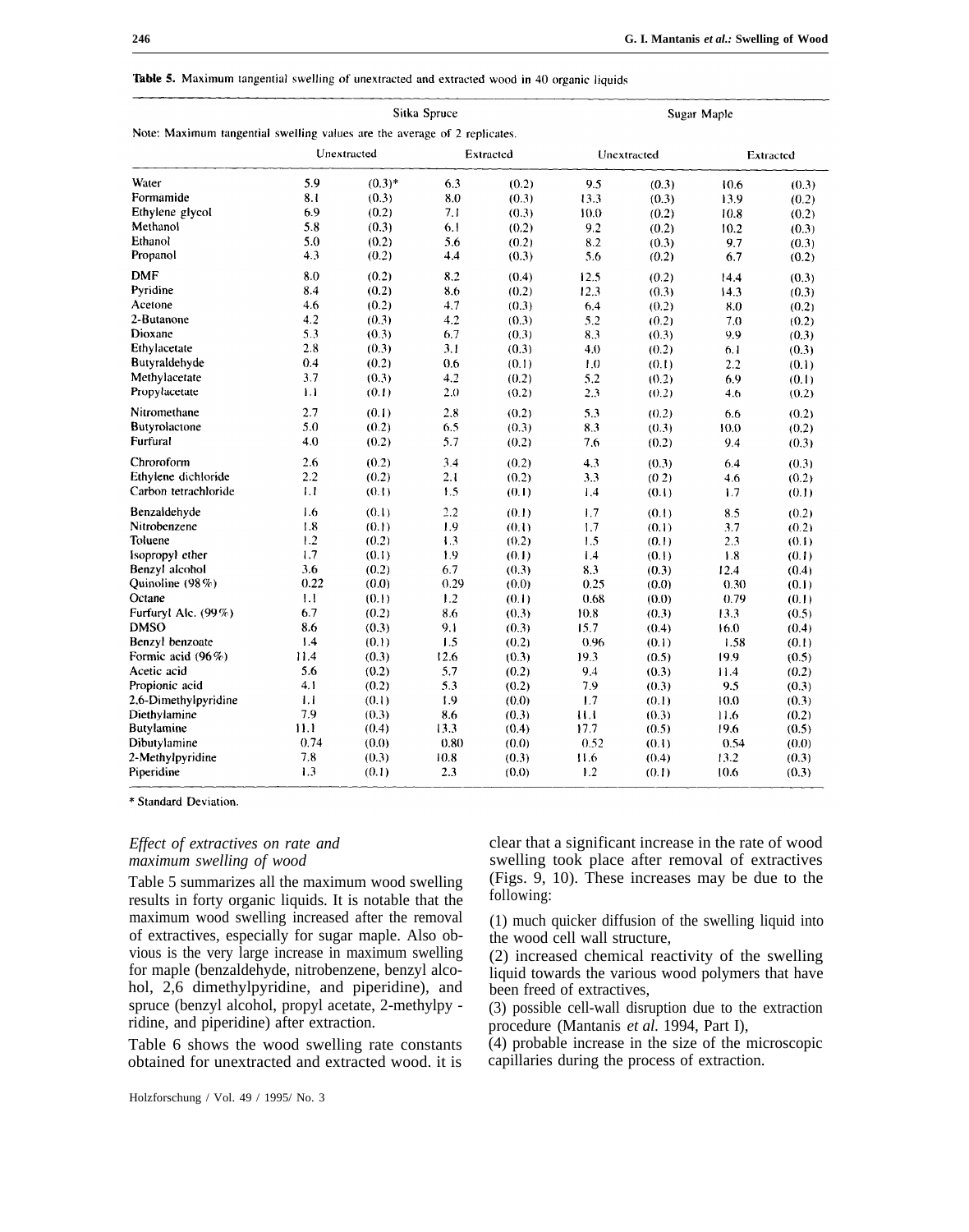**Table 5.** Maximum tangential swelling of unextracted and extracted wood in 40 organic liquids

Note: Maximum tangential swelling values are the average of 2 replicates.

| | Sitka Spruce | | | | Sugar Maple | | | |
|---|---|---|---|---|---|---|---|---|
| | Unextracted | | Extracted | | Unextracted | | Extracted | |
| Water | 5.9 | (0.3)* | 6.3 | (0.2) | 9.5 | (0.3) | 10.6 | (0.3) |
| Formamide | 8.1 | (0.3) | 8.0 | (0.3) | 13.3 | (0.3) | 13.9 | (0.2) |
| Ethylene glycol | 6.9 | (0.2) | 7.1 | (0.3) | 10.0 | (0.2) | 10.8 | (0.2) |
| Methanol | 5.8 | (0.3) | 6.1 | (0.2) | 9.2 | (0.2) | 10.2 | (0.3) |
| Ethanol | 5.0 | (0.2) | 5.6 | (0.2) | 8.2 | (0.3) | 9.7 | (0.3) |
| Propanol | 4.3 | (0.2) | 4.4 | (0.3) | 5.6 | (0.2) | 6.7 | (0.2) |
| DMF | 8.0 | (0.2) | 8.2 | (0.4) | 12.5 | (0.2) | 14.4 | (0.3) |
| Pyridine | 8.4 | (0.2) | 8.6 | (0.2) | 12.3 | (0.3) | 14.3 | (0.3) |
| Acetone | 4.6 | (0.2) | 4.7 | (0.3) | 6.4 | (0.2) | 8.0 | (0.2) |
| 2-Butanone | 4.2 | (0.3) | 4.2 | (0.3) | 5.2 | (0.2) | 7.0 | (0.2) |
| Dioxane | 5.3 | (0.3) | 6.7 | (0.3) | 8.3 | (0.3) | 9.9 | (0.3) |
| Ethylacetate | 2.8 | (0.3) | 3.1 | (0.3) | 4.0 | (0.2) | 6.1 | (0.3) |
| Butyraldehyde | 0.4 | (0.2) | 0.6 | (0.1) | 1.0 | (0.1) | 2.2 | (0.1) |
| Methylacetate | 3.7 | (0.3) | 4.2 | (0.2) | 5.2 | (0.2) | 6.9 | (0.1) |
| Propylacetate | 1.1 | (0.1) | 2.0 | (0.2) | 2.3 | (0.2) | 4.6 | (0.2) |
| Nitromethane | 2.7 | (0.1) | 2.8 | (0.2) | 5.3 | (0.2) | 6.6 | (0.2) |
| Butyrolactone | 5.0 | (0.2) | 6.5 | (0.3) | 8.3 | (0.3) | 10.0 | (0.2) |
| Furfural | 4.0 | (0.2) | 5.7 | (0.2) | 7.6 | (0.2) | 9.4 | (0.3) |
| Chroroform | 2.6 | (0.2) | 3.4 | (0.2) | 4.3 | (0.3) | 6.4 | (0.3) |
| Ethylene dichloride | 2.2 | (0.2) | 2.1 | (0.2) | 3.3 | (0.2) | 4.6 | (0.2) |
| Carbon tetrachloride | 1.1 | (0.1) | 1.5 | (0.1) | 1.4 | (0.1) | 1.7 | (0.1) |
| Benzaldehyde | 1.6 | (0.1) | 2.2 | (0.1) | 1.7 | (0.1) | 8.5 | (0.2) |
| Nitrobenzene | 1.8 | (0.1) | 1.9 | (0.1) | 1.7 | (0.1) | 3.7 | (0.2) |
| Toluene | 1.2 | (0.2) | 1.3 | (0.2) | 1.5 | (0.1) | 2.3 | (0.1) |
| Isopropyl ether | 1.7 | (0.1) | 1.9 | (0.1) | 1.4 | (0.1) | 1.8 | (0.1) |
| Benzyl alcohol | 3.6 | (0.2) | 6.7 | (0.3) | 8.3 | (0.3) | 12.4 | (0.4) |
| Quinoline (98%) | 0.22 | (0.0) | 0.29 | (0.0) | 0.25 | (0.0) | 0.30 | (0.1) |
| Octane | 1.1 | (0.1) | 1.2 | (0.1) | 0.68 | (0.0) | 0.79 | (0.1) |
| Furfuryl Alc. (99%) | 6.7 | (0.2) | 8.6 | (0.3) | 10.8 | (0.3) | 13.3 | (0.5) |
| DMSO | 8.6 | (0.3) | 9.1 | (0.3) | 15.7 | (0.4) | 16.0 | (0.4) |
| Benzyl benzoate | 1.4 | (0.1) | 1.5 | (0.2) | 0.96 | (0.1) | 1.58 | (0.1) |
| Formic acid (96%) | 11.4 | (0.3) | 12.6 | (0.3) | 19.3 | (0.5) | 19.9 | (0.5) |
| Acetic acid | 5.6 | (0.2) | 5.7 | (0.2) | 9.4 | (0.3) | 11.4 | (0.2) |
| Propionic acid | 4.1 | (0.2) | 5.3 | (0.2) | 7.9 | (0.3) | 9.5 | (0.3) |
| 2,6-Dimethylpyridine | 1.1 | (0.1) | 1.9 | (0.0) | 1.7 | (0.1) | 10.0 | (0.3) |
| Diethylamine | 7.9 | (0.3) | 8.6 | (0.3) | 11.1 | (0.3) | 11.6 | (0.2) |
| Butylamine | 11.1 | (0.4) | 13.3 | (0.4) | 17.7 | (0.5) | 19.6 | (0.5) |
| Dibutylamine | 0.74 | (0.0) | 0.80 | (0.0) | 0.52 | (0.1) | 0.54 | (0.0) |
| 2-Methylpyridine | 7.8 | (0.3) | 10.8 | (0.3) | 11.6 | (0.4) | 13.2 | (0.3) |
| Piperidine | 1.3 | (0.1) | 2.3 | (0.0) | 1.2 | (0.1) | 10.6 | (0.3) |

\* Standard Deviation.

### *Effect of extractives on rate and maximum swelling of wood*

Table 5 summarizes all the maximum wood swelling results in forty organic liquids. It is notable that the maximum wood swelling increased after the removal of extractives, especially for sugar maple. Also obvious is the very large increase in maximum swelling for maple (benzaldehyde, nitrobenzene, benzyl alcohol, 2,6 dimethylpyridine, and piperidine), and spruce (benzyl alcohol, propyl acetate, 2-methylpy - ridine, and piperidine) after extraction.

Table 6 shows the wood swelling rate constants obtained for unextracted and extracted wood. it is clear that a significant increase in the rate of wood swelling took place after removal of extractives (Figs. 9, 10). These increases may be due to the following:

(1) much quicker diffusion of the swelling liquid into the wood cell wall structure,
(2) increased chemical reactivity of the swelling liquid towards the various wood polymers that have been freed of extractives,
(3) possible cell-wall disruption due to the extraction procedure (Mantanis *et al.* 1994, Part I),
(4) probable increase in the size of the microscopic capillaries during the process of extraction.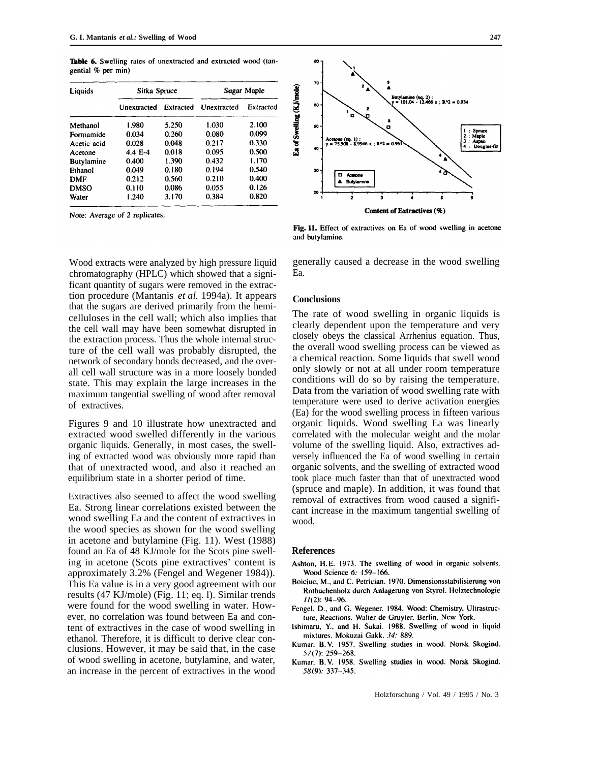**Table 6.** Swelling rates of unextracted and extracted wood (tangential % per min)

| Liquids | Sitka Spruce | | Sugar Maple | |
|---|---|---|---|---|
| | Unextracted | Extracted | Unextracted | Extracted |
| Methanol | 1.980 | 5.250 | 1.030 | 2.100 |
| Formamide | 0.034 | 0.260 | 0.080 | 0.099 |
| Acetic acid | 0.028 | 0.048 | 0.217 | 0.330 |
| Acetone | 4.4 E-4 | 0.018 | 0.095 | 0.500 |
| Butylamine | 0.400 | 1.390 | 0.432 | 1.170 |
| Ethanol | 0.049 | 0.180 | 0.194 | 0.540 |
| DMF | 0.212 | 0.560 | 0.210 | 0.400 |
| DMSO | 0.110 | 0.086 | 0.055 | 0.126 |
| Water | 1.240 | 3.170 | 0.384 | 0.820 |

Note: Average of 2 replicates.

**Fig. 11.** Effect of extractives on Ea of wood swelling in acetone and butylamine.

Wood extracts were analyzed by high pressure liquid chromatography (HPLC) which showed that a significant quantity of sugars were removed in the extraction procedure (Mantanis *et al.* 1994a). It appears that the sugars are derived primarily from the hemicelluloses in the cell wall; which also implies that the cell wall may have been somewhat disrupted in the extraction process. Thus the whole internal structure of the cell wall was probably disrupted, the network of secondary bonds decreased, and the overall cell wall structure was in a more loosely bonded state. This may explain the large increases in the maximum tangential swelling of wood after removal of extractives.

Figures 9 and 10 illustrate how unextracted and extracted wood swelled differently in the various organic liquids. Generally, in most cases, the swelling of extracted wood was obviously more rapid than that of unextracted wood, and also it reached an equilibrium state in a shorter period of time.

Extractives also seemed to affect the wood swelling Ea. Strong linear correlations existed between the wood swelling Ea and the content of extractives in the wood species as shown for the wood swelling in acetone and butylamine (Fig. 11). West (1988) found an Ea of 48 KJ/mole for the Scots pine swelling in acetone (Scots pine extractives' content is approximately 3.2% (Fengel and Wegener 1984)). This Ea value is in a very good agreement with our results (47 KJ/mole) (Fig. 11; eq. l). Similar trends were found for the wood swelling in water. However, no correlation was found between Ea and content of extractives in the case of wood swelling in ethanol. Therefore, it is difficult to derive clear conclusions. However, it may be said that, in the case of wood swelling in acetone, butylamine, and water, an increase in the percent of extractives in the wood generally caused a decrease in the wood swelling Ea.

## Conclusions

The rate of wood swelling in organic liquids is clearly dependent upon the temperature and very closely obeys the classical Arrhenius equation. Thus, the overall wood swelling process can be viewed as a chemical reaction. Some liquids that swell wood only slowly or not at all under room temperature conditions will do so by raising the temperature. Data from the variation of wood swelling rate with temperature were used to derive activation energies (Ea) for the wood swelling process in fifteen various organic liquids. Wood swelling Ea was linearly correlated with the molecular weight and the molar volume of the swelling liquid. Also, extractives adversely influenced the Ea of wood swelling in certain organic solvents, and the swelling of extracted wood took place much faster than that of unextracted wood (spruce and maple). In addition, it was found that removal of extractives from wood caused a significant increase in the maximum tangential swelling of wood.

## References

Ashton, H.E. 1973. The swelling of wood in organic solvents. Wood Science 6: 159–166.

Boiciuc, M., and C. Petrician. 1970. Dimensionsstabilisierung von Rotbuchenholz durch Anlagerung von Styrol. Holztechnologie 11(2): 94–96.

Fengel, D., and G. Wegener. 1984. Wood: Chemistry, Ultrastructure, Reactions. Walter de Gruyter, Berlin, New York.

Ishimaru, Y., and H. Sakai. 1988. Swelling of wood in liquid mixtures. Mokuzai Gakk. 34: 889.

Kumar, B.V. 1957. Swelling studies in wood. Norsk Skogind. 57(7): 259–268.

Kumar, B.V. 1958. Swelling studies in wood. Norsk Skogind. 58(9): 337–345.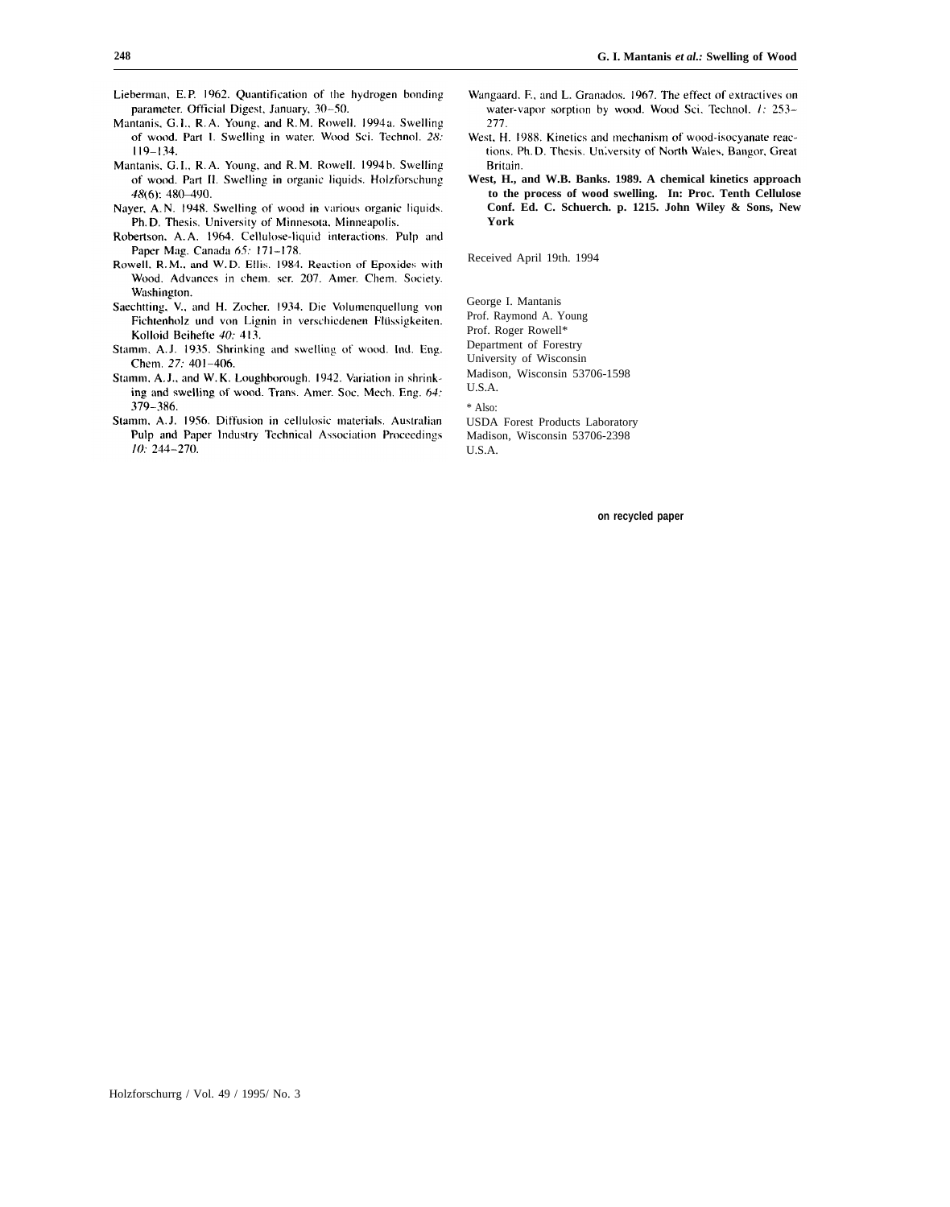Lieberman, E.P. 1962. Quantification of the hydrogen bonding parameter. Official Digest, January, 30–50.

Mantanis, G.I., R.A. Young, and R.M. Rowell. 1994a. Swelling of wood. Part I. Swelling in water. Wood Sci. Technol. *28:* 119–134.

Mantanis, G.I., R.A. Young, and R.M. Rowell. 1994b. Swelling of wood. Part II. Swelling in organic liquids. Holzforschung *48*(6): 480–490.

Nayer, A.N. 1948. Swelling of wood in various organic liquids. Ph.D. Thesis. University of Minnesota, Minneapolis.

Robertson, A.A. 1964. Cellulose-liquid interactions. Pulp and Paper Mag. Canada *65:* 171–178.

Rowell, R.M., and W.D. Ellis. 1984. Reaction of Epoxides with Wood. Advances in chem. ser. 207. Amer. Chem. Society. Washington.

Saechtting, V., and H. Zocher. 1934. Die Volumenquellung von Fichtenholz und von Lignin in verschiedenen Flüssigkeiten. Kolloid Beihefte *40:* 413.

Stamm, A.J. 1935. Shrinking and swelling of wood. Ind. Eng. Chem. *27:* 401–406.

Stamm, A.J., and W.K. Loughborough. 1942. Variation in shrinking and swelling of wood. Trans. Amer. Soc. Mech. Eng. *64:* 379–386.

Stamm, A.J. 1956. Diffusion in cellulosic materials. Australian Pulp and Paper Industry Technical Association Proceedings *10:* 244–270.

Wangaard, F., and L. Granados. 1967. The effect of extractives on water-vapor sorption by wood. Wood Sci. Technol. *1:* 253–277.

West, H. 1988. Kinetics and mechanism of wood-isocyanate reactions. Ph.D. Thesis. University of North Wales, Bangor, Great Britain.

**West, H., and W.B. Banks. 1989. A chemical kinetics approach to the process of wood swelling. In: Proc. Tenth Cellulose Conf. Ed. C. Schuerch. p. 1215. John Wiley & Sons, New York**

Received April 19th. 1994

George I. Mantanis
Prof. Raymond A. Young
Prof. Roger Rowell*
Department of Forestry
University of Wisconsin
Madison, Wisconsin 53706-1598
U.S.A.

* Also:
USDA Forest Products Laboratory
Madison, Wisconsin 53706-2398
U.S.A.

**on recycled paper**